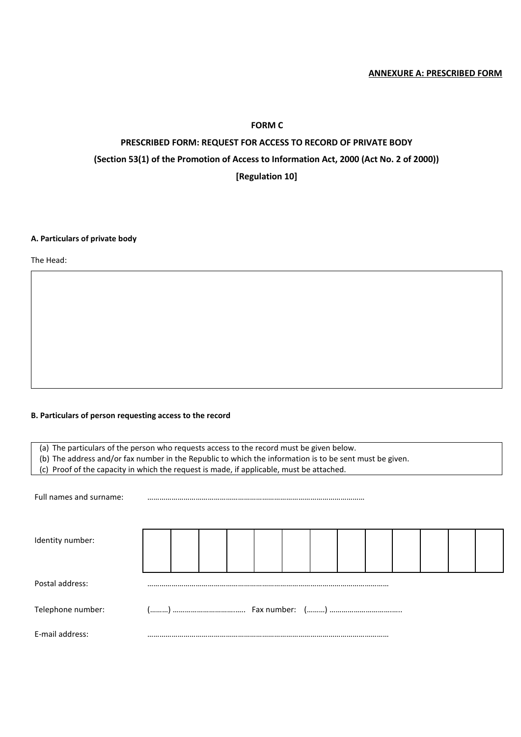**ANNEXURE A: PRESCRIBED FORM**

# FORM C

## PRESCRIBED FORM: REQUEST FOR ACCESS TO RECORD OF PRIVATE BODY

**(Section 53(1) of the Promotion of Access to Information Act, 2000 (Act No. 2 of 2000))**

**[Regulation 10]**

### A. Particulars of private body

The Head:

| |
|---|
| |

### B. Particulars of person requesting access to the record

| |
|---|
| (a) The particulars of the person who requests access to the record must be given below.<br>(b) The address and/or fax number in the Republic to which the information is to be sent must be given.<br>(c) Proof of the capacity in which the request is made, if applicable, must be attached. |

Full names and surname: ……………………………………………………………………………………………

Identity number:

| | | | | | | | | | | | | |
|---|---|---|---|---|---|---|---|---|---|---|---|---|
| | | | | | | | | | | | | |

Postal address: ………………………………………………………………………………………………………

Telephone number: (………) ……………………………….. Fax number: (………) ………………………………..

E-mail address: ………………………………………………………………………………………………………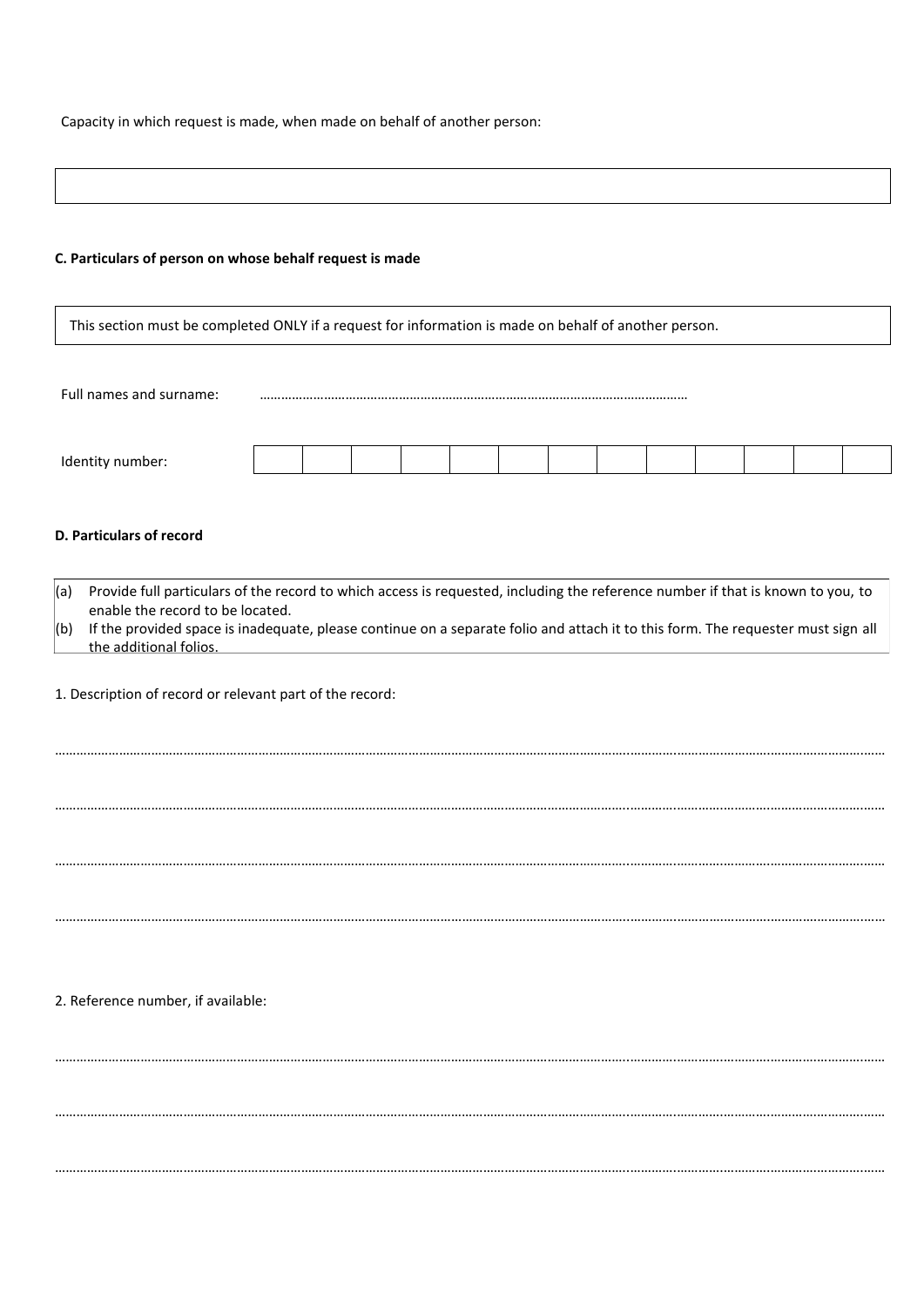Capacity in which request is made, when made on behalf of another person:

| |
|---|
| |

**C. Particulars of person on whose behalf request is made**

| This section must be completed ONLY if a request for information is made on behalf of another person. |
|---|

Full names and surname: ……………………………………………………………………………………………………

Identity number:

| | | | | | | | | | | | | |
|---|---|---|---|---|---|---|---|---|---|---|---|---|
| | | | | | | | | | | | | |

**D. Particulars of record**

(a) Provide full particulars of the record to which access is requested, including the reference number if that is known to you, to enable the record to be located.
(b) If the provided space is inadequate, please continue on a separate folio and attach it to this form. The requester must sign all the additional folios.

1. Description of record or relevant part of the record:

……………………………………………………………………………………………………………………………………………………………………………………

……………………………………………………………………………………………………………………………………………………………………………………

……………………………………………………………………………………………………………………………………………………………………………………

……………………………………………………………………………………………………………………………………………………………………………………

2. Reference number, if available:

……………………………………………………………………………………………………………………………………………………………………………………

……………………………………………………………………………………………………………………………………………………………………………………

……………………………………………………………………………………………………………………………………………………………………………………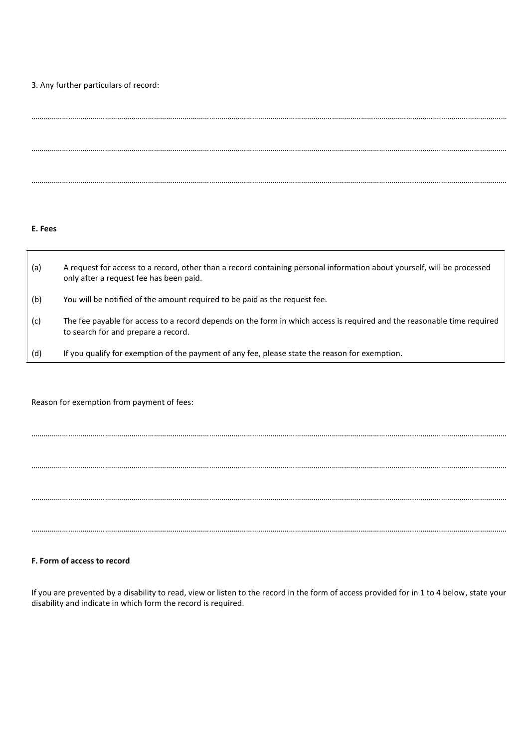3. Any further particulars of record:

…………………………………………………………………………………………………………………………………………………………………………………………

…………………………………………………………………………………………………………………………………………………………………………………………

…………………………………………………………………………………………………………………………………………………………………………………………

**E. Fees**

| | |
|---|---|
| (a) | A request for access to a record, other than a record containing personal information about yourself, will be processed only after a request fee has been paid. |
| (b) | You will be notified of the amount required to be paid as the request fee. |
| (c) | The fee payable for access to a record depends on the form in which access is required and the reasonable time required to search for and prepare a record. |
| (d) | If you qualify for exemption of the payment of any fee, please state the reason for exemption. |

Reason for exemption from payment of fees:

…………………………………………………………………………………………………………………………………………………………………………………………

…………………………………………………………………………………………………………………………………………………………………………………………

…………………………………………………………………………………………………………………………………………………………………………………………

…………………………………………………………………………………………………………………………………………………………………………………………

**F. Form of access to record**

If you are prevented by a disability to read, view or listen to the record in the form of access provided for in 1 to 4 below, state your disability and indicate in which form the record is required.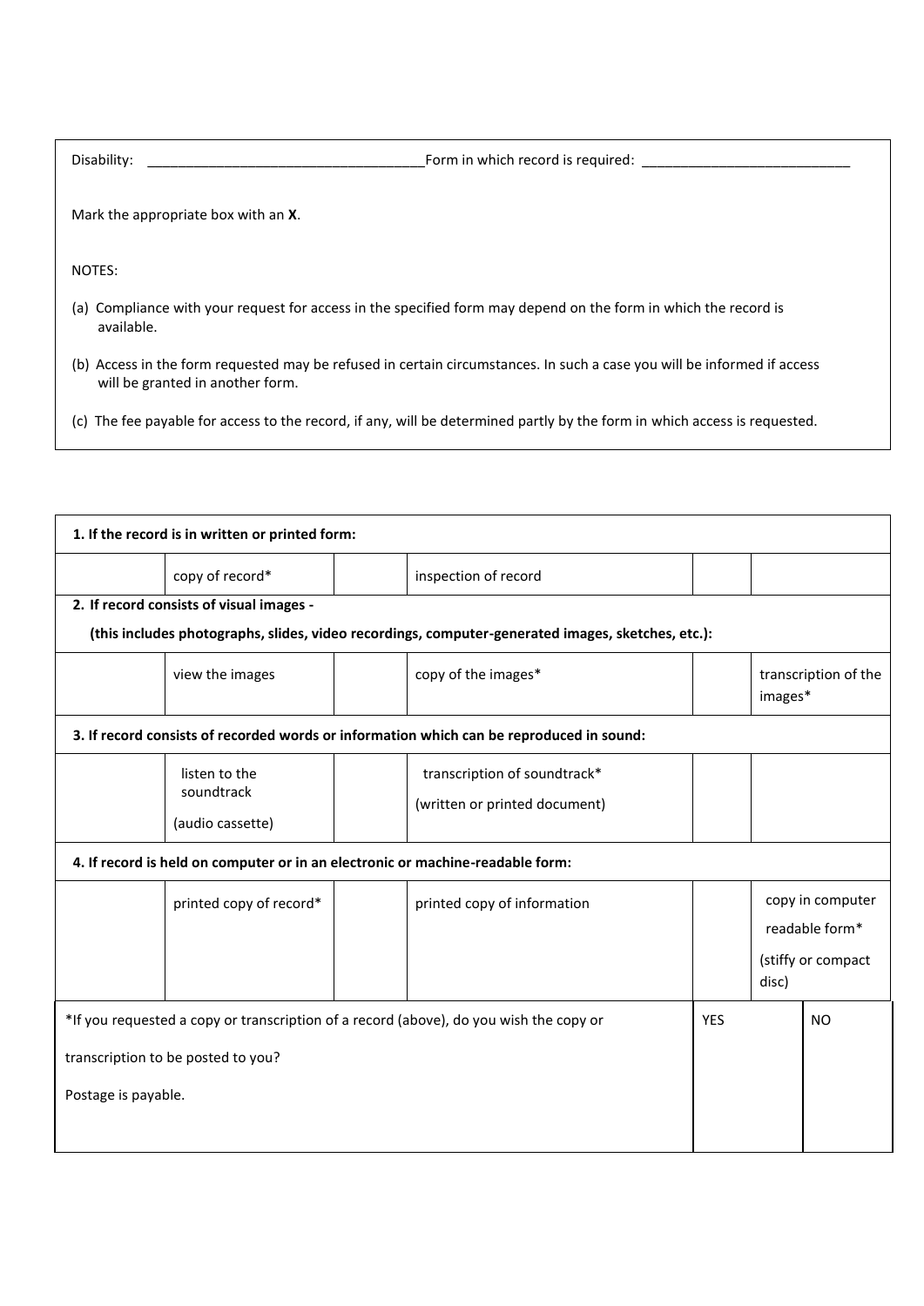Disability: ___________________________________ Form in which record is required: ___________________________

Mark the appropriate box with an **X**.

NOTES:

(a) Compliance with your request for access in the specified form may depend on the form in which the record is available.

(b) Access in the form requested may be refused in certain circumstances. In such a case you will be informed if access will be granted in another form.

(c) The fee payable for access to the record, if any, will be determined partly by the form in which access is requested.

| **1. If the record is in written or printed form:** | | | | | |
|---|---|---|---|---|---|
| | copy of record* | | inspection of record | | |
| **2. If record consists of visual images - (this includes photographs, slides, video recordings, computer-generated images, sketches, etc.):** | | | | | |
| | view the images | | copy of the images* | | transcription of the images* |
| **3. If record consists of recorded words or information which can be reproduced in sound:** | | | | | |
| | listen to the soundtrack (audio cassette) | | transcription of soundtrack* (written or printed document) | | |
| **4. If record is held on computer or in an electronic or machine-readable form:** | | | | | |
| | printed copy of record* | | printed copy of information | | copy in computer readable form* (stiffy or compact disc) |

| *If you requested a copy or transcription of a record (above), do you wish the copy or transcription to be posted to you? Postage is payable. | YES | NO |
|---|---|---|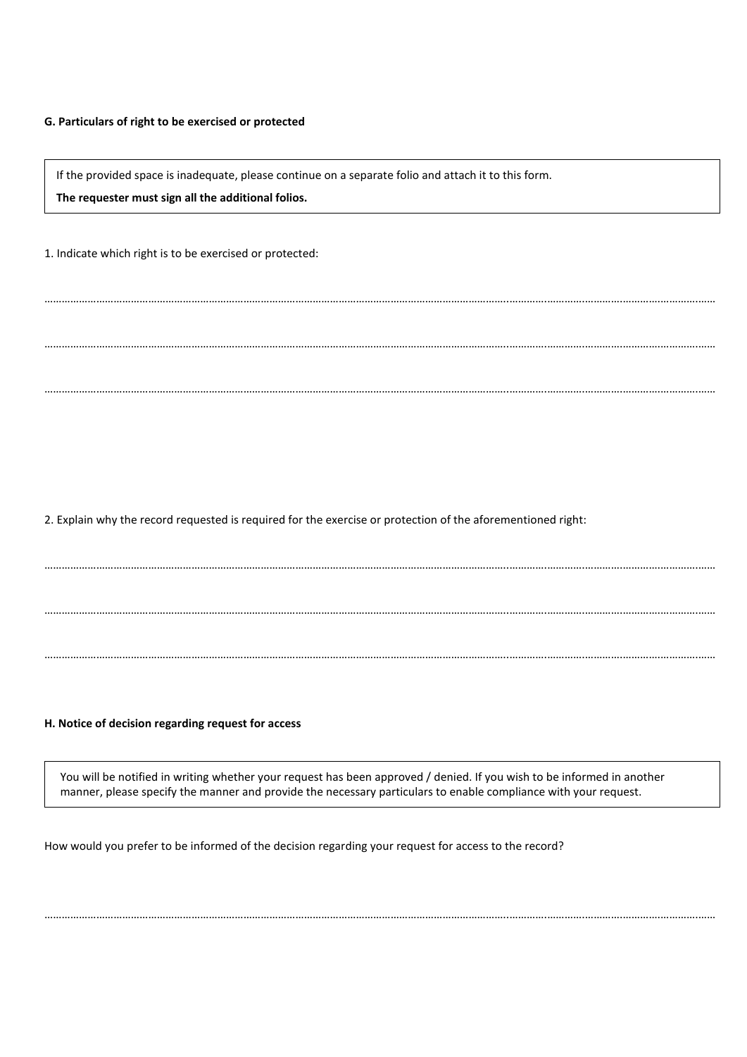**G. Particulars of right to be exercised or protected**

> If the provided space is inadequate, please continue on a separate folio and attach it to this form.
>
> **The requester must sign all the additional folios.**

1. Indicate which right is to be exercised or protected:

……………………………………………………………………………………………………………………………………………………………………………………………

……………………………………………………………………………………………………………………………………………………………………………………………

……………………………………………………………………………………………………………………………………………………………………………………………

2. Explain why the record requested is required for the exercise or protection of the aforementioned right:

……………………………………………………………………………………………………………………………………………………………………………………………

……………………………………………………………………………………………………………………………………………………………………………………………

……………………………………………………………………………………………………………………………………………………………………………………………

**H. Notice of decision regarding request for access**

> You will be notified in writing whether your request has been approved / denied. If you wish to be informed in another manner, please specify the manner and provide the necessary particulars to enable compliance with your request.

How would you prefer to be informed of the decision regarding your request for access to the record?

……………………………………………………………………………………………………………………………………………………………………………………………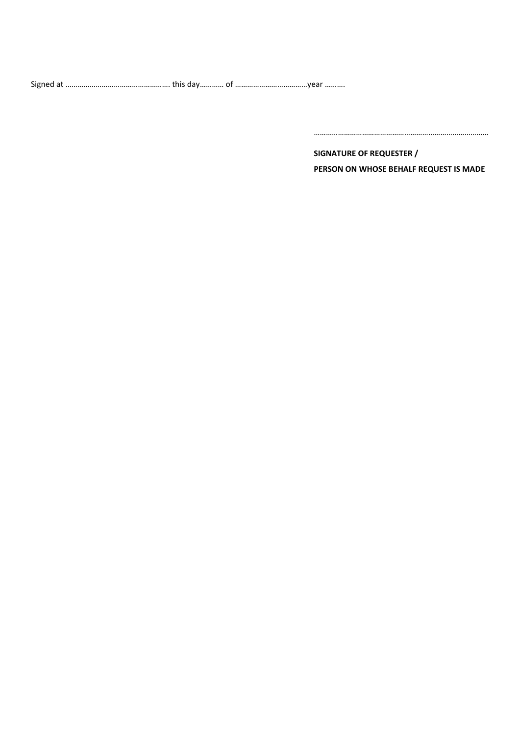Signed at ……………………………………………. this day………… of ………………………………year ……….

…………………………………………………………………………

**SIGNATURE OF REQUESTER /**

**PERSON ON WHOSE BEHALF REQUEST IS MADE**